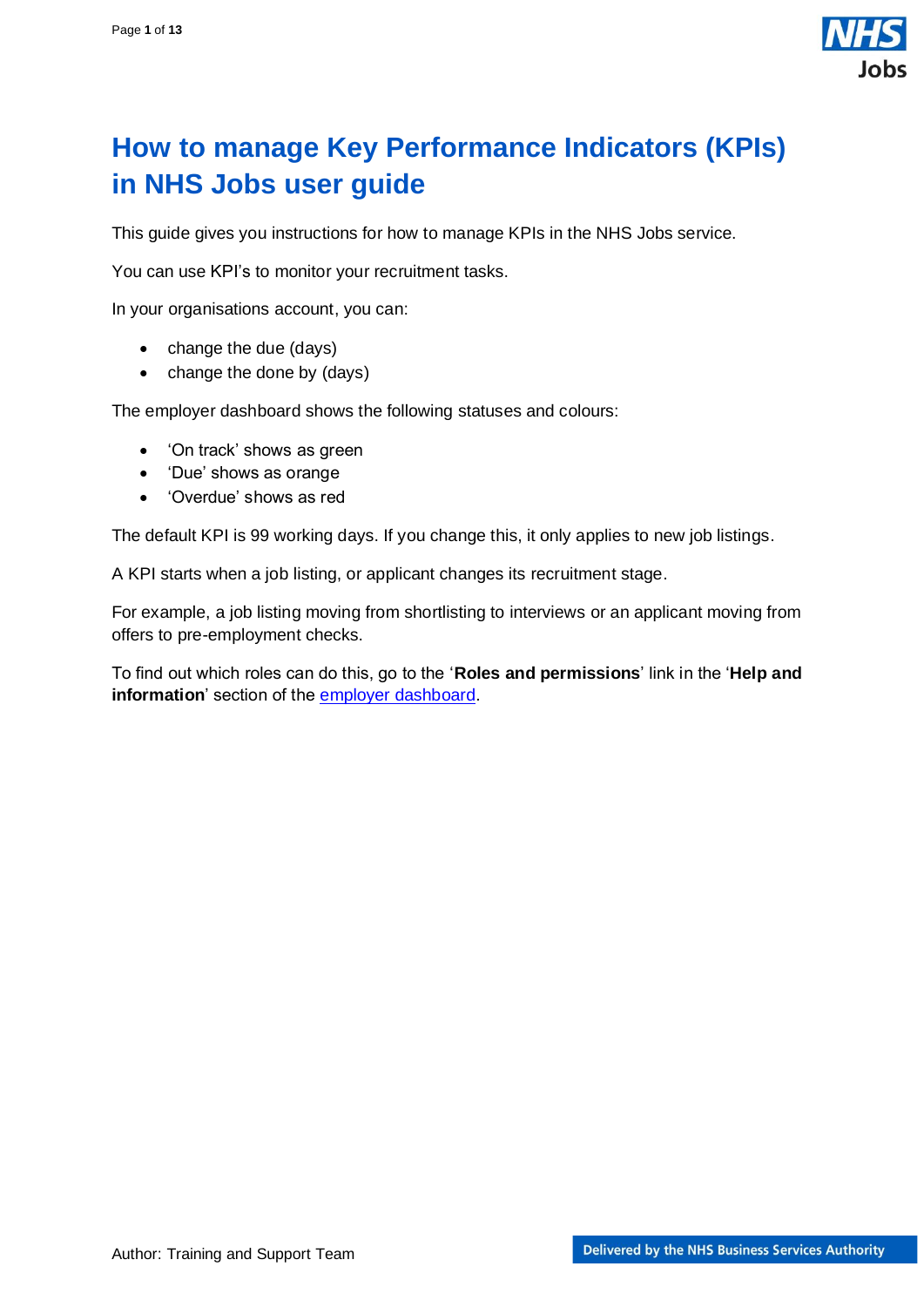# How to manage Key Performance Indicators (KPIs) in NHS Jobs user guide

This guide gives you instructions for how to manage KPIs in the NHS Jobs service.

You can use KPI's to monitor your recruitment tasks.

In your organisations account, you can:

- change the due (days)
- change the done by (days)

The employer dashboard shows the following statuses and colours:

- 'On track' shows as green
- 'Due' shows as orange
- 'Overdue' shows as red

The default KPI is 99 working days. If you change this, it only applies to new job listings.

A KPI starts when a job listing, or applicant changes its recruitment stage.

For example, a job listing moving from shortlisting to interviews or an applicant moving from offers to pre-employment checks.

To find out which roles can do this, go to the '**Roles and permissions**' link in the '**Help and information**' section of the employer dashboard.

Author: Training and Support Team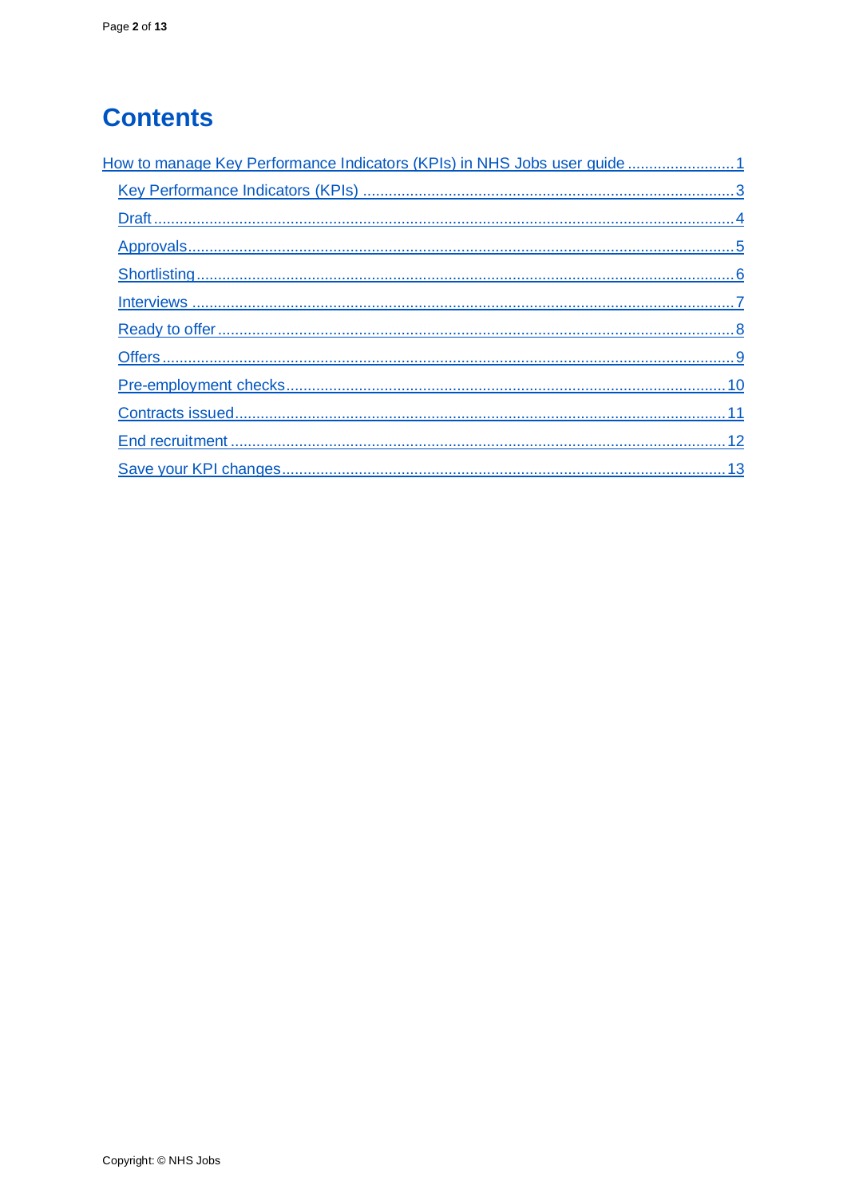# Contents

[How to manage Key Performance Indicators (KPIs) in NHS Jobs user guide ........................ 1](#)

- [Key Performance Indicators (KPIs) ........................................................................................ 3](#)
- [Draft ........................................................................................................................................ 4](#)
- [Approvals ................................................................................................................................ 5](#)
- [Shortlisting .............................................................................................................................. 6](#)
- [Interviews ............................................................................................................................... 7](#)
- [Ready to offer .......................................................................................................................... 8](#)
- [Offers ...................................................................................................................................... 9](#)
- [Pre-employment checks ....................................................................................................... 10](#)
- [Contracts issued ................................................................................................................... 11](#)
- [End recruitment .................................................................................................................... 12](#)
- [Save your KPI changes ........................................................................................................ 13](#)

Copyright: © NHS Jobs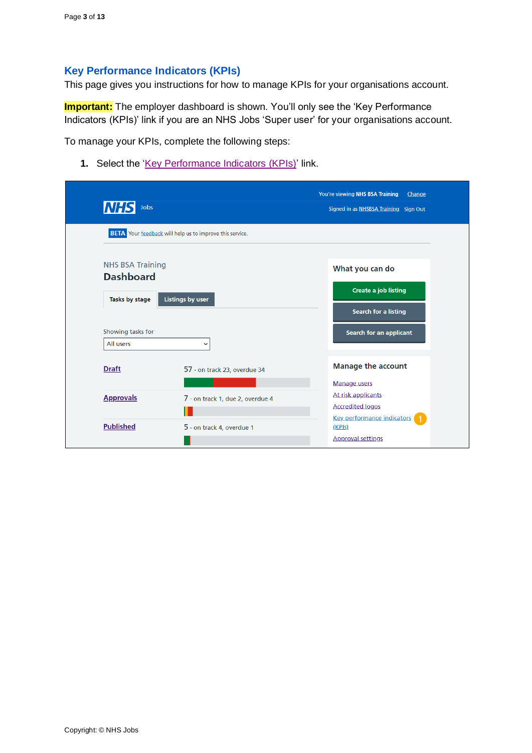## Key Performance Indicators (KPIs)

This page gives you instructions for how to manage KPIs for your organisations account.

**Important:** The employer dashboard is shown. You'll only see the 'Key Performance Indicators (KPIs)' link if you are an NHS Jobs 'Super user' for your organisations account.

To manage your KPIs, complete the following steps:

1. Select the 'Key Performance Indicators (KPIs)' link.

You're viewing NHS BSA Training Change

NHS Jobs

Signed in as NHSBSA Training Sign Out

BETA Your feedback will help us to improve this service.

NHS BSA Training

**Dashboard**

Tasks by stage | Listings by user

Showing tasks for

All users

| | |
|---|---|
| Draft | 57 - on track 23, overdue 34 |
| Approvals | 7 - on track 1, due 2, overdue 4 |
| Published | 5 - on track 4, overdue 1 |

**What you can do**

- Create a job listing
- Search for a listing
- Search for an applicant

**Manage the account**

- Manage users
- At risk applicants
- Accredited logos
- Key performance indicators (KPIs) (1)
- Approval settings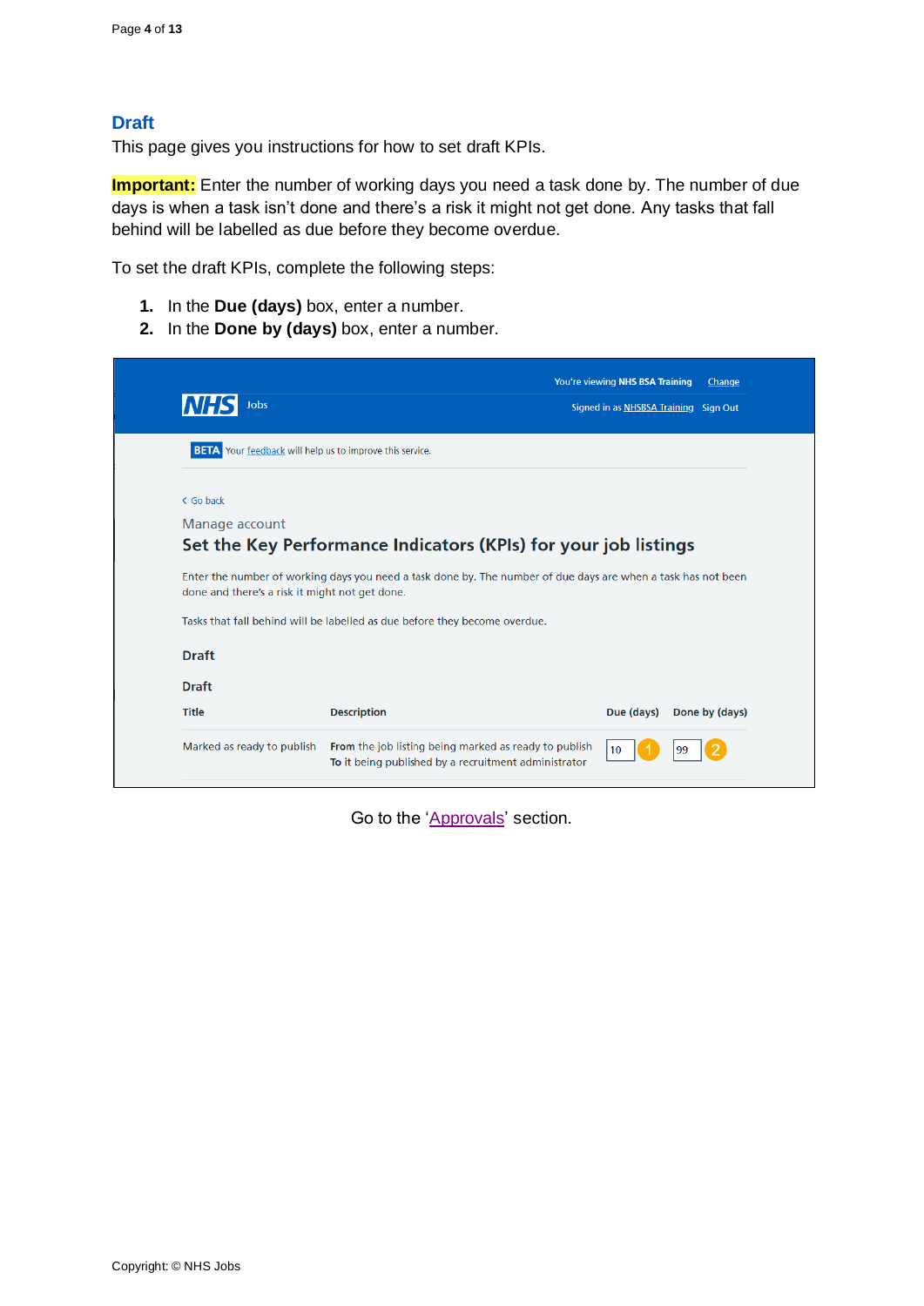## Draft

This page gives you instructions for how to set draft KPIs.

**Important:** Enter the number of working days you need a task done by. The number of due days is when a task isn't done and there's a risk it might not get done. Any tasks that fall behind will be labelled as due before they become overdue.

To set the draft KPIs, complete the following steps:

1. In the **Due (days)** box, enter a number.
2. In the **Done by (days)** box, enter a number.

You're viewing **NHS BSA Training** Change

NHS Jobs

Signed in as NHSBSA Training Sign Out

**BETA** Your feedback will help us to improve this service.

‹ Go back

Manage account

**Set the Key Performance Indicators (KPIs) for your job listings**

Enter the number of working days you need a task done by. The number of due days are when a task has not been done and there's a risk it might not get done.

Tasks that fall behind will be labelled as due before they become overdue.

**Draft**

**Draft**

| Title | Description | Due (days) | Done by (days) |
|---|---|---|---|
| Marked as ready to publish | **From** the job listing being marked as ready to publish **To** it being published by a recruitment administrator | 10 (1) | 99 (2) |

Go to the 'Approvals' section.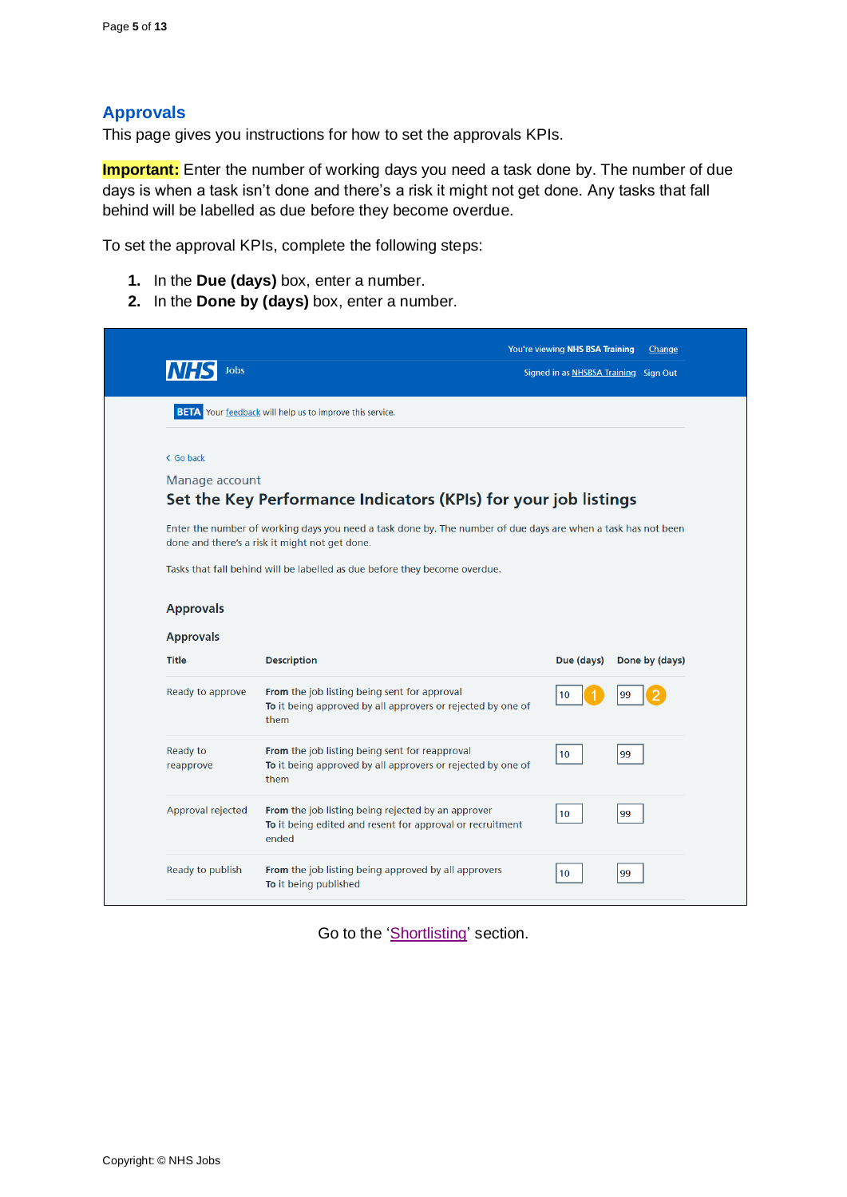## Approvals

This page gives you instructions for how to set the approvals KPIs.

**Important:** Enter the number of working days you need a task done by. The number of due days is when a task isn't done and there's a risk it might not get done. Any tasks that fall behind will be labelled as due before they become overdue.

To set the approval KPIs, complete the following steps:

1. In the **Due (days)** box, enter a number.
2. In the **Done by (days)** box, enter a number.

You're viewing **NHS BSA Training** Change

Signed in as NHSBSA Training Sign Out

NHS Jobs

BETA Your feedback will help us to improve this service.

Go back

Manage account

**Set the Key Performance Indicators (KPIs) for your job listings**

Enter the number of working days you need a task done by. The number of due days are when a task has not been done and there's a risk it might not get done.

Tasks that fall behind will be labelled as due before they become overdue.

**Approvals**

**Approvals**

| Title | Description | Due (days) | Done by (days) |
|---|---|---|---|
| Ready to approve | **From** the job listing being sent for approval **To** it being approved by all approvers or rejected by one of them | 10 (1) | 99 (2) |
| Ready to reapprove | **From** the job listing being sent for reapproval **To** it being approved by all approvers or rejected by one of them | 10 | 99 |
| Approval rejected | **From** the job listing being rejected by an approver **To** it being edited and resent for approval or recruitment ended | 10 | 99 |
| Ready to publish | **From** the job listing being approved by all approvers **To** it being published | 10 | 99 |

Go to the 'Shortlisting' section.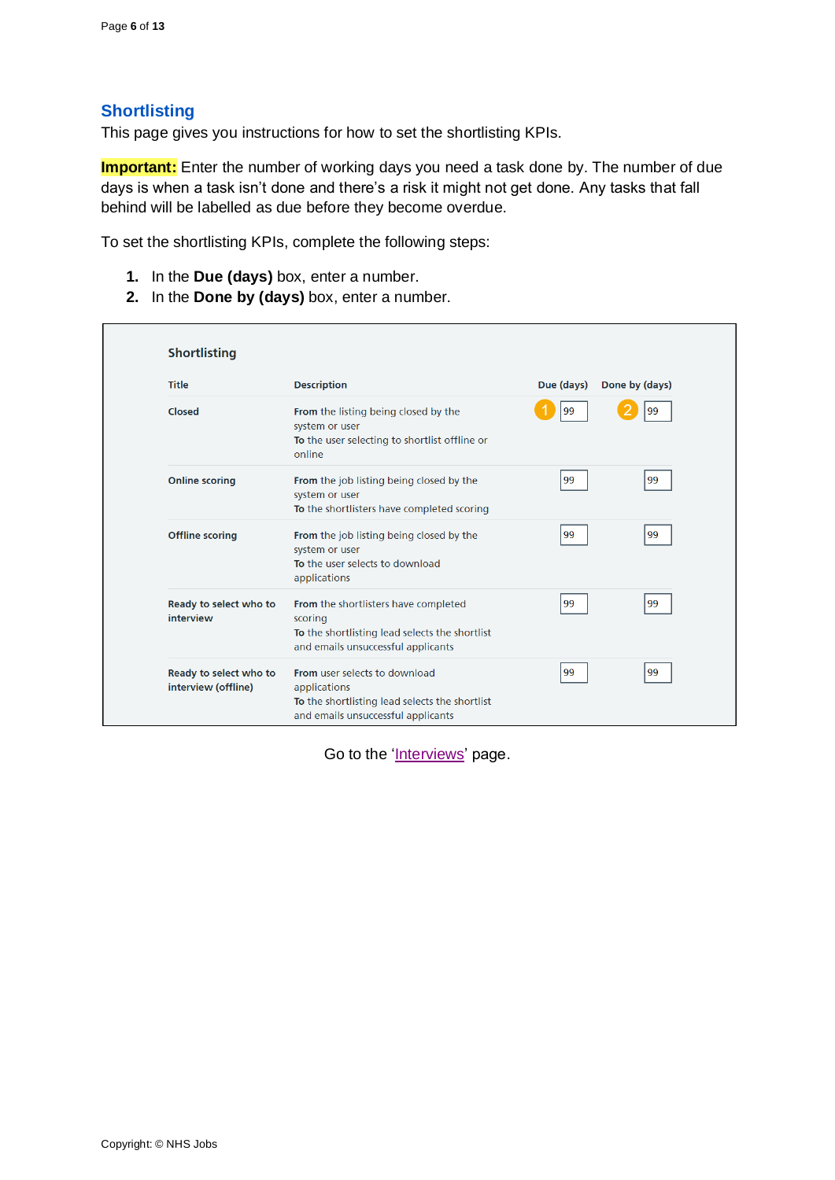## Shortlisting

This page gives you instructions for how to set the shortlisting KPIs.

**Important:** Enter the number of working days you need a task done by. The number of due days is when a task isn't done and there's a risk it might not get done. Any tasks that fall behind will be labelled as due before they become overdue.

To set the shortlisting KPIs, complete the following steps:

1. In the **Due (days)** box, enter a number.
2. In the **Done by (days)** box, enter a number.

### Shortlisting

| Title | Description | Due (days) | Done by (days) |
|---|---|---|---|
| **Closed** | **From** the listing being closed by the system or user **To** the user selecting to shortlist offline or online | (1) 99 | (2) 99 |
| **Online scoring** | **From** the job listing being closed by the system or user **To** the shortlisters have completed scoring | 99 | 99 |
| **Offline scoring** | **From** the job listing being closed by the system or user **To** the user selects to download applications | 99 | 99 |
| **Ready to select who to interview** | **From** the shortlisters have completed scoring **To** the shortlisting lead selects the shortlist and emails unsuccessful applicants | 99 | 99 |
| **Ready to select who to interview (offline)** | **From** user selects to download applications **To** the shortlisting lead selects the shortlist and emails unsuccessful applicants | 99 | 99 |

Go to the 'Interviews' page.

Copyright: © NHS Jobs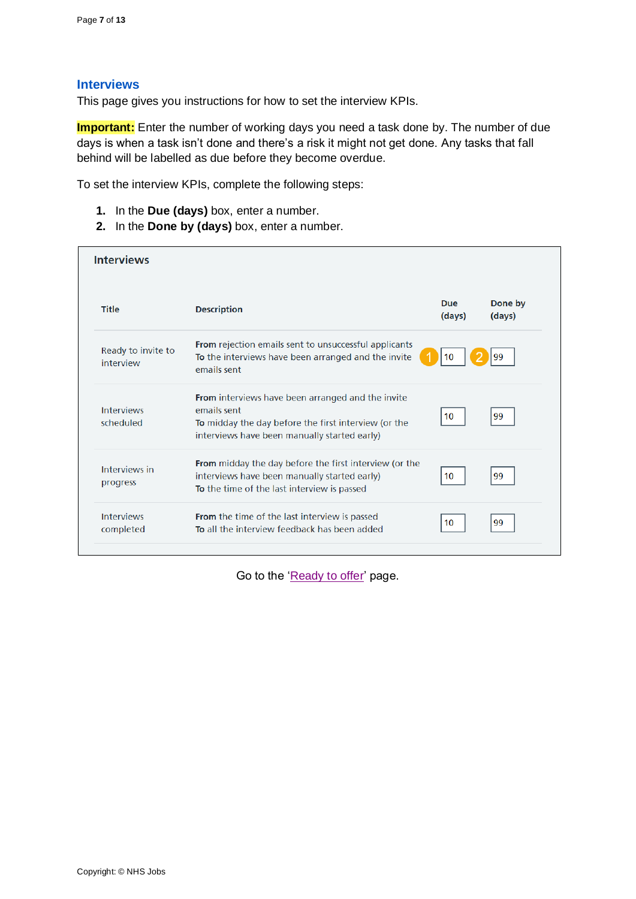## Interviews

This page gives you instructions for how to set the interview KPIs.

**Important:** Enter the number of working days you need a task done by. The number of due days is when a task isn't done and there's a risk it might not get done. Any tasks that fall behind will be labelled as due before they become overdue.

To set the interview KPIs, complete the following steps:

1. In the **Due (days)** box, enter a number.
2. In the **Done by (days)** box, enter a number.

**Interviews**

| Title | Description | Due (days) | Done by (days) |
|---|---|---|---|
| Ready to invite to interview | **From** rejection emails sent to unsuccessful applicants **To** the interviews have been arranged and the invite emails sent | 10 | 99 |
| Interviews scheduled | **From** interviews have been arranged and the invite emails sent **To** midday the day before the first interview (or the interviews have been manually started early) | 10 | 99 |
| Interviews in progress | **From** midday the day before the first interview (or the interviews have been manually started early) **To** the time of the last interview is passed | 10 | 99 |
| Interviews completed | **From** the time of the last interview is passed **To** all the interview feedback has been added | 10 | 99 |

Go to the 'Ready to offer' page.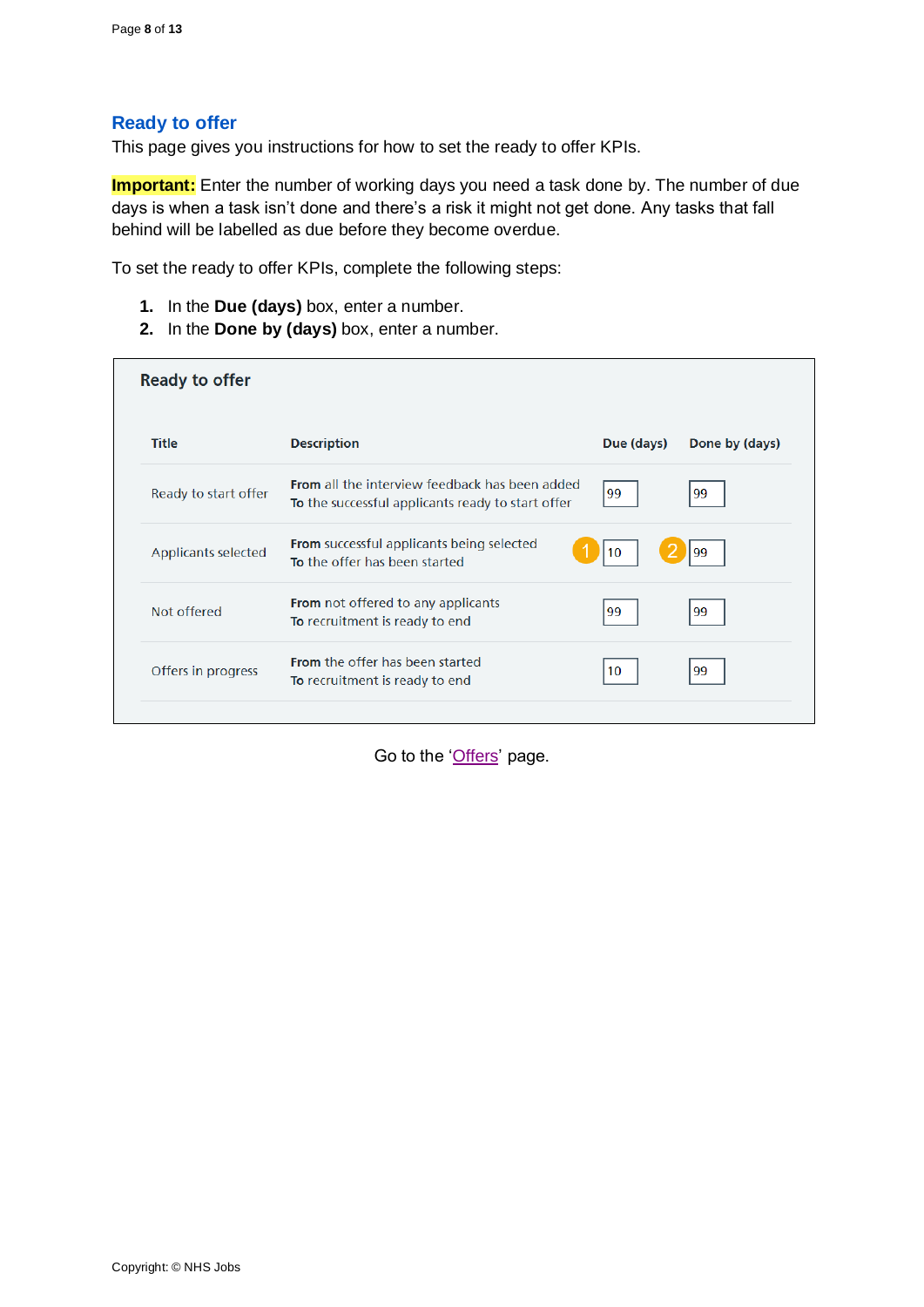## Ready to offer

This page gives you instructions for how to set the ready to offer KPIs.

**Important:** Enter the number of working days you need a task done by. The number of due days is when a task isn't done and there's a risk it might not get done. Any tasks that fall behind will be labelled as due before they become overdue.

To set the ready to offer KPIs, complete the following steps:

1. In the **Due (days)** box, enter a number.
2. In the **Done by (days)** box, enter a number.

**Ready to offer**

| Title | Description | Due (days) | Done by (days) |
|---|---|---|---|
| Ready to start offer | **From** all the interview feedback has been added<br>**To** the successful applicants ready to start offer | 99 | 99 |
| Applicants selected | **From** successful applicants being selected<br>**To** the offer has been started | 1 10 | 2 99 |
| Not offered | **From** not offered to any applicants<br>**To** recruitment is ready to end | 99 | 99 |
| Offers in progress | **From** the offer has been started<br>**To** recruitment is ready to end | 10 | 99 |

Go to the 'Offers' page.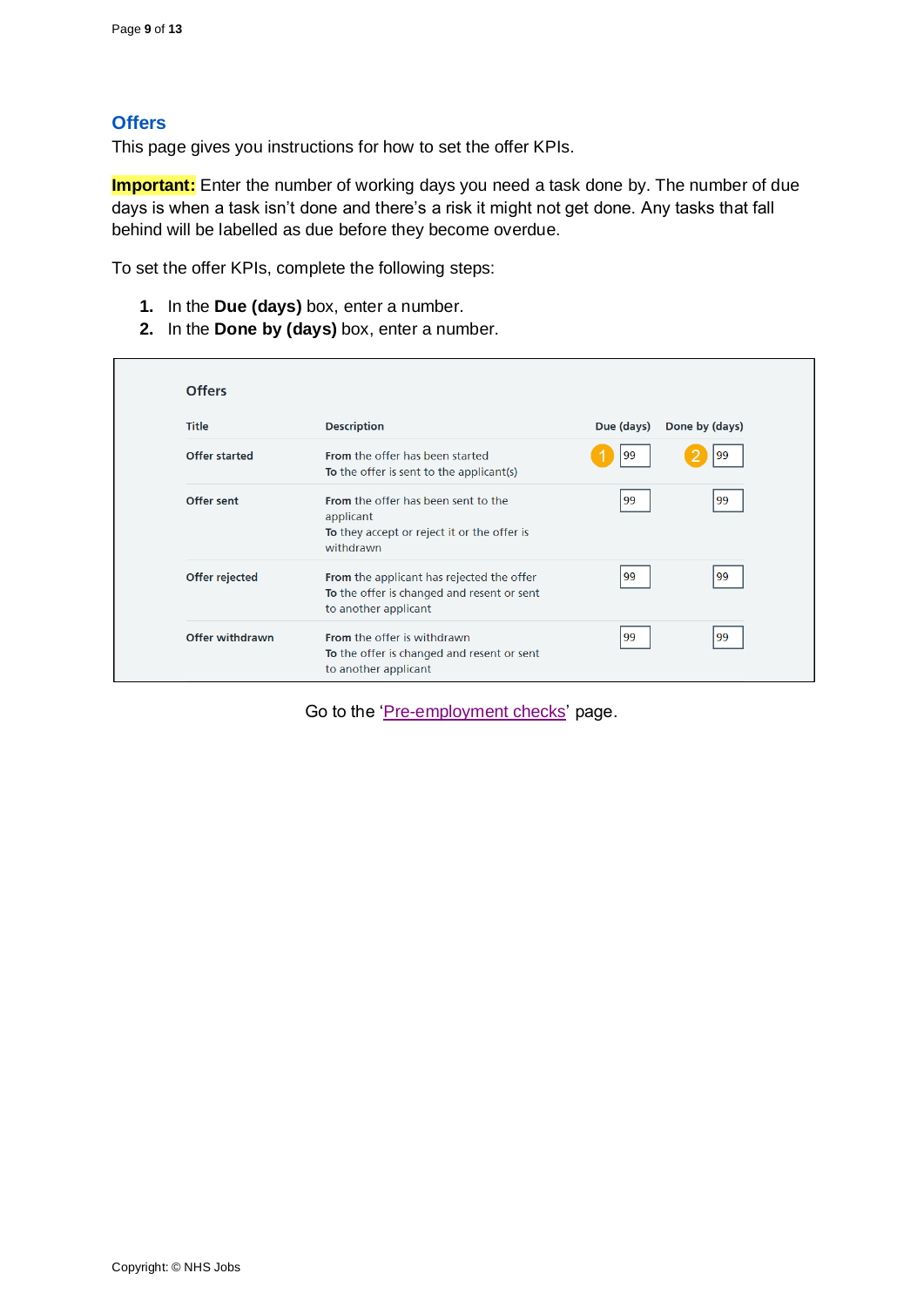## Offers

This page gives you instructions for how to set the offer KPIs.

**Important:** Enter the number of working days you need a task done by. The number of due days is when a task isn't done and there's a risk it might not get done. Any tasks that fall behind will be labelled as due before they become overdue.

To set the offer KPIs, complete the following steps:

1. In the **Due (days)** box, enter a number.
2. In the **Done by (days)** box, enter a number.

**Offers**

| Title | Description | Due (days) | Done by (days) |
|---|---|---|---|
| Offer started | **From** the offer has been started<br>**To** the offer is sent to the applicant(s) | 1 99 | 2 99 |
| Offer sent | **From** the offer has been sent to the applicant<br>**To** they accept or reject it or the offer is withdrawn | 99 | 99 |
| Offer rejected | **From** the applicant has rejected the offer<br>**To** the offer is changed and resent or sent to another applicant | 99 | 99 |
| Offer withdrawn | **From** the offer is withdrawn<br>**To** the offer is changed and resent or sent to another applicant | 99 | 99 |

Go to the '[Pre-employment checks](#)' page.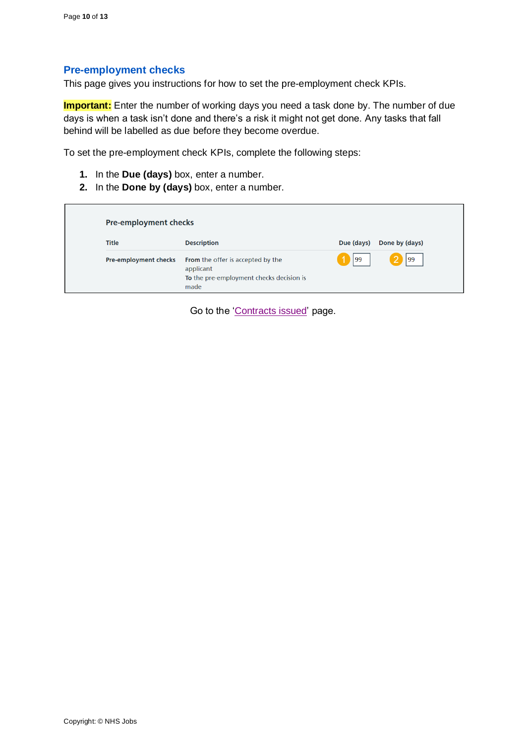## Pre-employment checks

This page gives you instructions for how to set the pre-employment check KPIs.

**Important:** Enter the number of working days you need a task done by. The number of due days is when a task isn't done and there's a risk it might not get done. Any tasks that fall behind will be labelled as due before they become overdue.

To set the pre-employment check KPIs, complete the following steps:

1. In the **Due (days)** box, enter a number.
2. In the **Done by (days)** box, enter a number.

**Pre-employment checks**

| Title | Description | Due (days) | Done by (days) |
|---|---|---|---|
| Pre-employment checks | **From** the offer is accepted by the applicant **To** the pre-employment checks decision is made | (1) 99 | (2) 99 |

Go to the 'Contracts issued' page.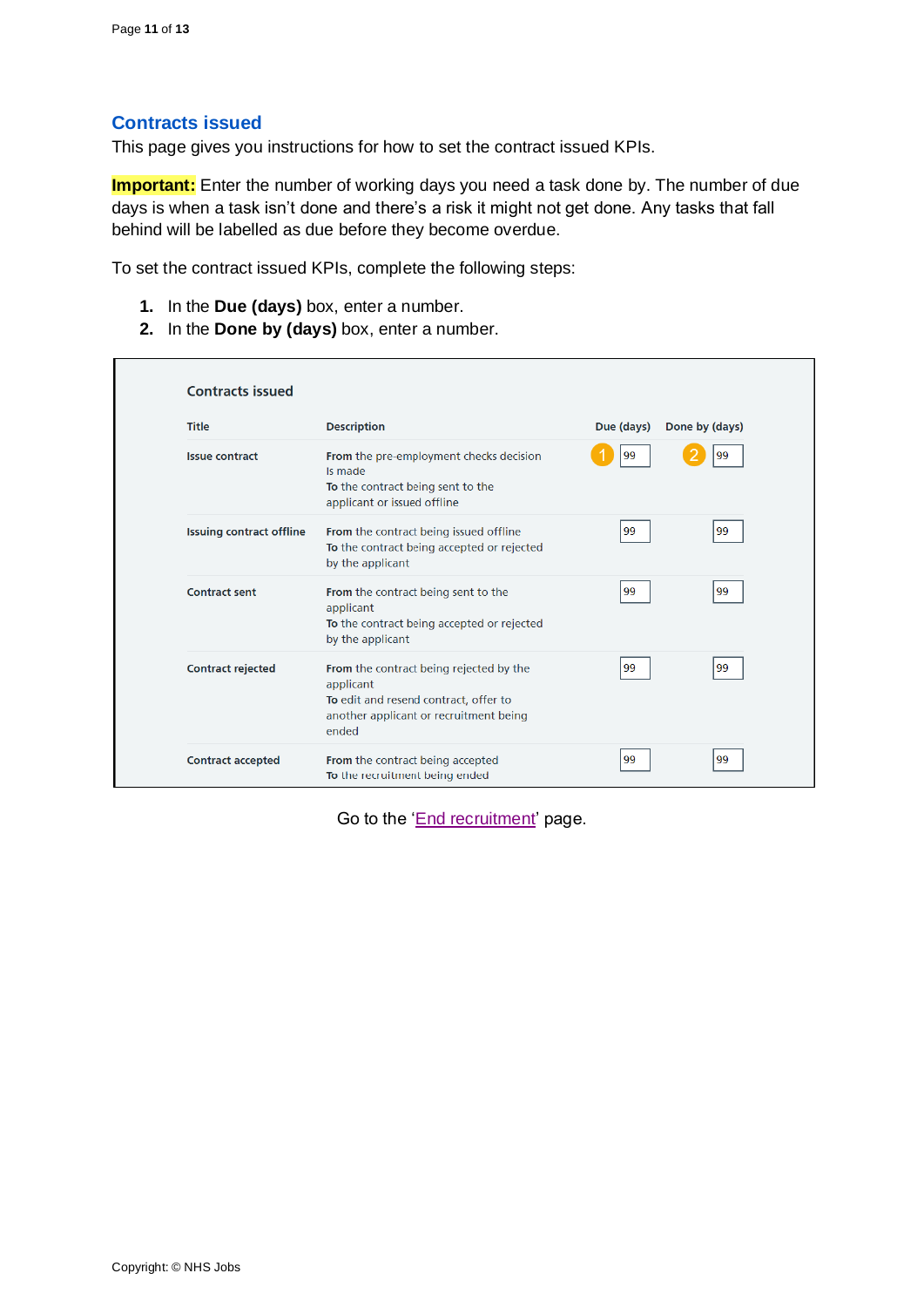## Contracts issued

This page gives you instructions for how to set the contract issued KPIs.

**Important:** Enter the number of working days you need a task done by. The number of due days is when a task isn't done and there's a risk it might not get done. Any tasks that fall behind will be labelled as due before they become overdue.

To set the contract issued KPIs, complete the following steps:

1. In the **Due (days)** box, enter a number.
2. In the **Done by (days)** box, enter a number.

**Contracts issued**

| Title | Description | Due (days) | Done by (days) |
|---|---|---|---|
| Issue contract | **From** the pre-employment checks decision is made **To** the contract being sent to the applicant or issued offline | (1) 99 | (2) 99 |
| Issuing contract offline | **From** the contract being issued offline **To** the contract being accepted or rejected by the applicant | 99 | 99 |
| Contract sent | **From** the contract being sent to the applicant **To** the contract being accepted or rejected by the applicant | 99 | 99 |
| Contract rejected | **From** the contract being rejected by the applicant **To** edit and resend contract, offer to another applicant or recruitment being ended | 99 | 99 |
| Contract accepted | **From** the contract being accepted **To** the recruitment being ended | 99 | 99 |

Go to the 'End recruitment' page.

Copyright: © NHS Jobs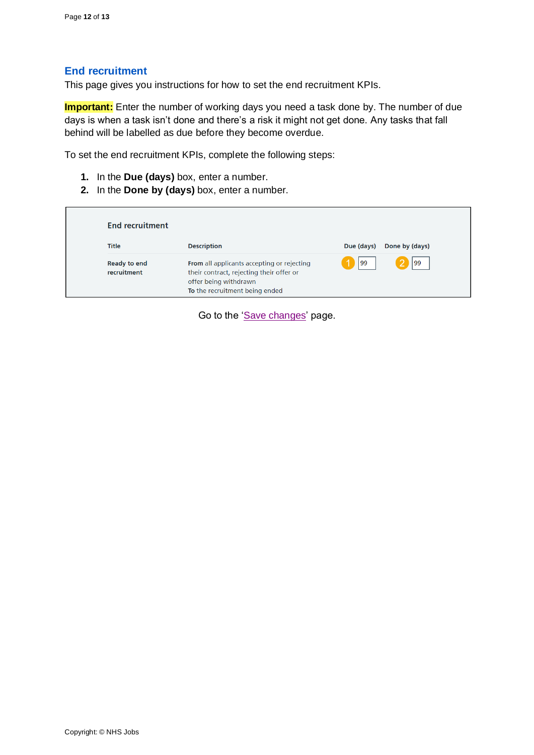## End recruitment

This page gives you instructions for how to set the end recruitment KPIs.

**Important:** Enter the number of working days you need a task done by. The number of due days is when a task isn't done and there's a risk it might not get done. Any tasks that fall behind will be labelled as due before they become overdue.

To set the end recruitment KPIs, complete the following steps:

1. In the **Due (days)** box, enter a number.
2. In the **Done by (days)** box, enter a number.

**End recruitment**

| Title | Description | Due (days) | Done by (days) |
|---|---|---|---|
| Ready to end recruitment | **From** all applicants accepting or rejecting their contract, rejecting their offer or offer being withdrawn **To** the recruitment being ended | (1) 99 | (2) 99 |

Go to the 'Save changes' page.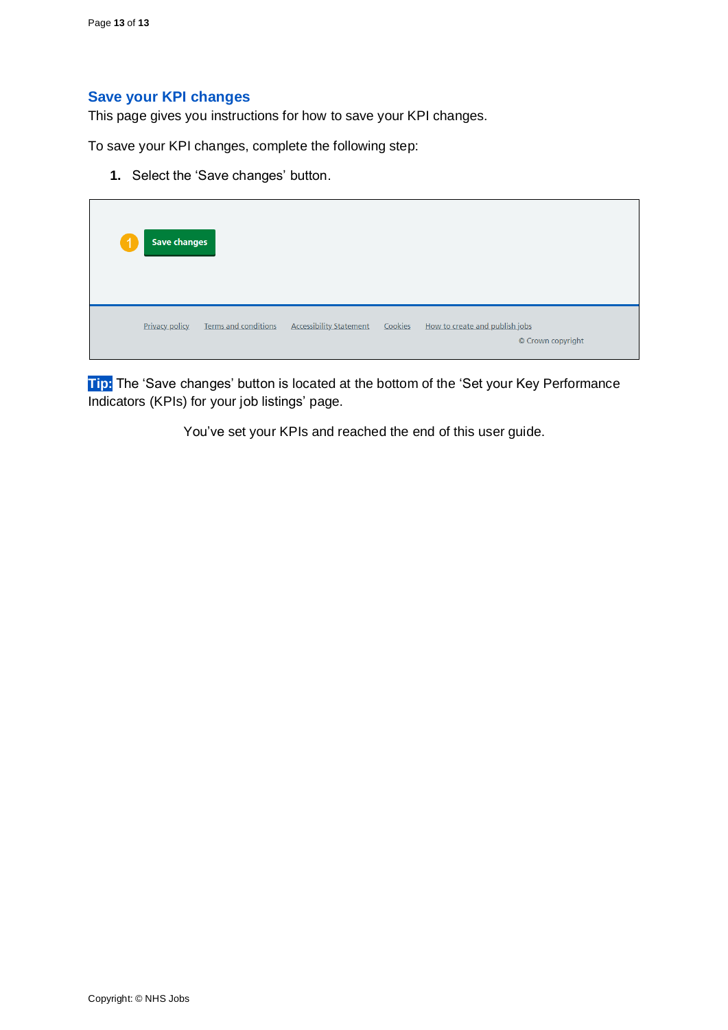## Save your KPI changes

This page gives you instructions for how to save your KPI changes.

To save your KPI changes, complete the following step:

1. Select the ‘Save changes’ button.

1 Save changes

Privacy policy Terms and conditions Accessibility Statement Cookies How to create and publish jobs

© Crown copyright

**Tip:** The ‘Save changes’ button is located at the bottom of the ‘Set your Key Performance Indicators (KPIs) for your job listings’ page.

You’ve set your KPIs and reached the end of this user guide.

Copyright: © NHS Jobs